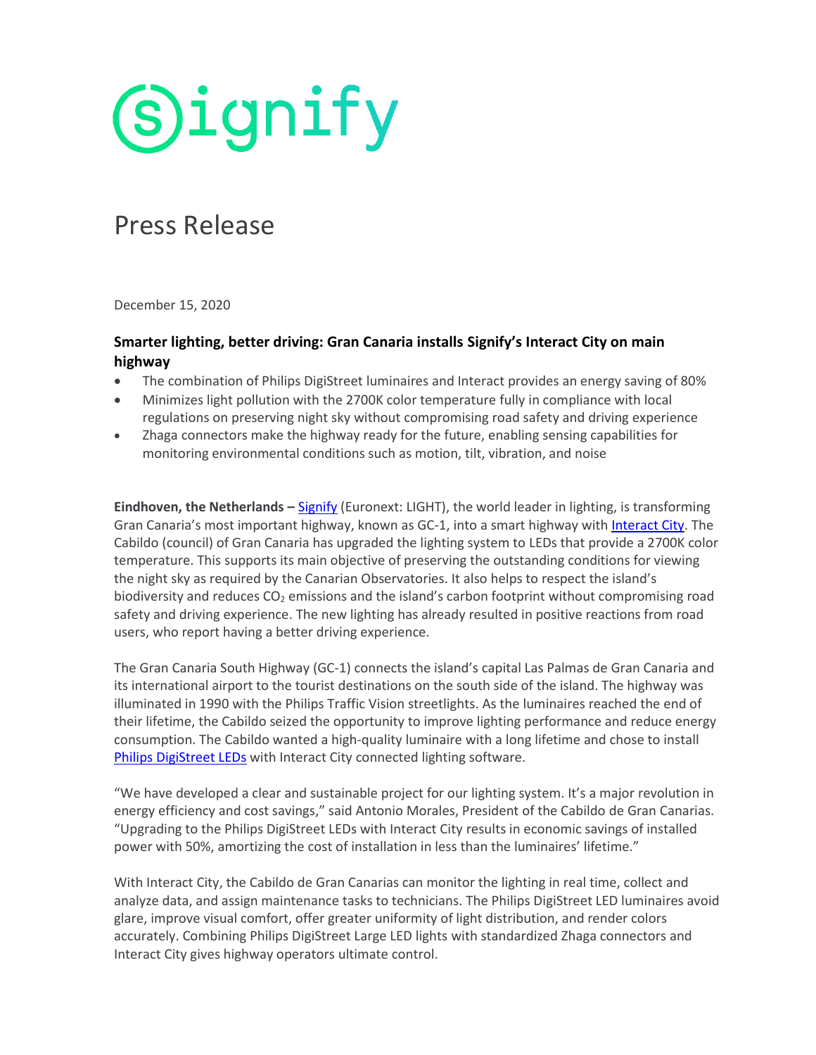# Press Release

December 15, 2020

### Smarter lighting, better driving: Gran Canaria installs Signify's Interact City on main highway

- The combination of Philips DigiStreet luminaires and Interact provides an energy saving of 80%
- Minimizes light pollution with the 2700K color temperature fully in compliance with local regulations on preserving night sky without compromising road safety and driving experience
- Zhaga connectors make the highway ready for the future, enabling sensing capabilities for monitoring environmental conditions such as motion, tilt, vibration, and noise

**Eindhoven, the Netherlands –** Signify (Euronext: LIGHT), the world leader in lighting, is transforming Gran Canaria's most important highway, known as GC-1, into a smart highway with Interact City. The Cabildo (council) of Gran Canaria has upgraded the lighting system to LEDs that provide a 2700K color temperature. This supports its main objective of preserving the outstanding conditions for viewing the night sky as required by the Canarian Observatories. It also helps to respect the island's biodiversity and reduces $CO_2$ emissions and the island's carbon footprint without compromising road safety and driving experience. The new lighting has already resulted in positive reactions from road users, who report having a better driving experience.

The Gran Canaria South Highway (GC-1) connects the island's capital Las Palmas de Gran Canaria and its international airport to the tourist destinations on the south side of the island. The highway was illuminated in 1990 with the Philips Traffic Vision streetlights. As the luminaires reached the end of their lifetime, the Cabildo seized the opportunity to improve lighting performance and reduce energy consumption. The Cabildo wanted a high-quality luminaire with a long lifetime and chose to install Philips DigiStreet LEDs with Interact City connected lighting software.

"We have developed a clear and sustainable project for our lighting system. It's a major revolution in energy efficiency and cost savings," said Antonio Morales, President of the Cabildo de Gran Canarias. "Upgrading to the Philips DigiStreet LEDs with Interact City results in economic savings of installed power with 50%, amortizing the cost of installation in less than the luminaires' lifetime."

With Interact City, the Cabildo de Gran Canarias can monitor the lighting in real time, collect and analyze data, and assign maintenance tasks to technicians. The Philips DigiStreet LED luminaires avoid glare, improve visual comfort, offer greater uniformity of light distribution, and render colors accurately. Combining Philips DigiStreet Large LED lights with standardized Zhaga connectors and Interact City gives highway operators ultimate control.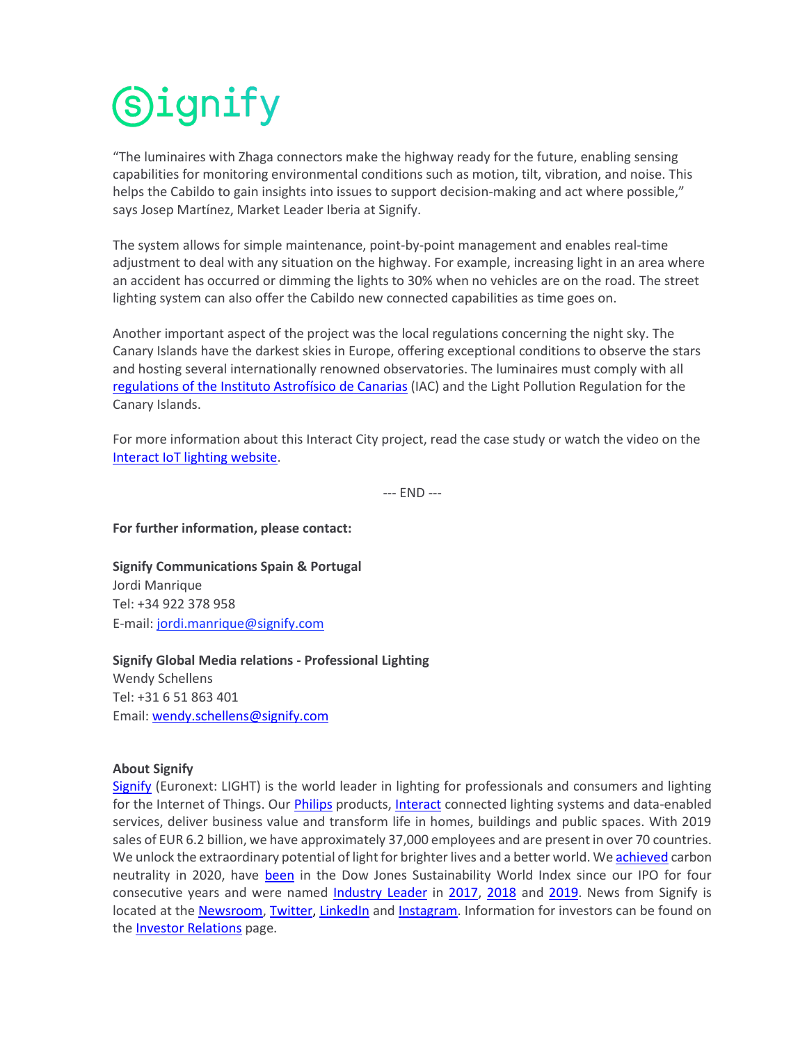"The luminaires with Zhaga connectors make the highway ready for the future, enabling sensing capabilities for monitoring environmental conditions such as motion, tilt, vibration, and noise. This helps the Cabildo to gain insights into issues to support decision-making and act where possible," says Josep Martínez, Market Leader Iberia at Signify.

The system allows for simple maintenance, point-by-point management and enables real-time adjustment to deal with any situation on the highway. For example, increasing light in an area where an accident has occurred or dimming the lights to 30% when no vehicles are on the road. The street lighting system can also offer the Cabildo new connected capabilities as time goes on.

Another important aspect of the project was the local regulations concerning the night sky. The Canary Islands have the darkest skies in Europe, offering exceptional conditions to observe the stars and hosting several internationally renowned observatories. The luminaires must comply with all regulations of the Instituto Astrofísico de Canarias (IAC) and the Light Pollution Regulation for the Canary Islands.

For more information about this Interact City project, read the case study or watch the video on the Interact IoT lighting website.

--- END ---

**For further information, please contact:**

**Signify Communications Spain & Portugal**
Jordi Manrique
Tel: +34 922 378 958
E-mail: jordi.manrique@signify.com

**Signify Global Media relations - Professional Lighting**
Wendy Schellens
Tel: +31 6 51 863 401
Email: wendy.schellens@signify.com

**About Signify**
Signify (Euronext: LIGHT) is the world leader in lighting for professionals and consumers and lighting for the Internet of Things. Our Philips products, Interact connected lighting systems and data-enabled services, deliver business value and transform life in homes, buildings and public spaces. With 2019 sales of EUR 6.2 billion, we have approximately 37,000 employees and are present in over 70 countries. We unlock the extraordinary potential of light for brighter lives and a better world. We achieved carbon neutrality in 2020, have been in the Dow Jones Sustainability World Index since our IPO for four consecutive years and were named Industry Leader in 2017, 2018 and 2019. News from Signify is located at the Newsroom, Twitter, LinkedIn and Instagram. Information for investors can be found on the Investor Relations page.